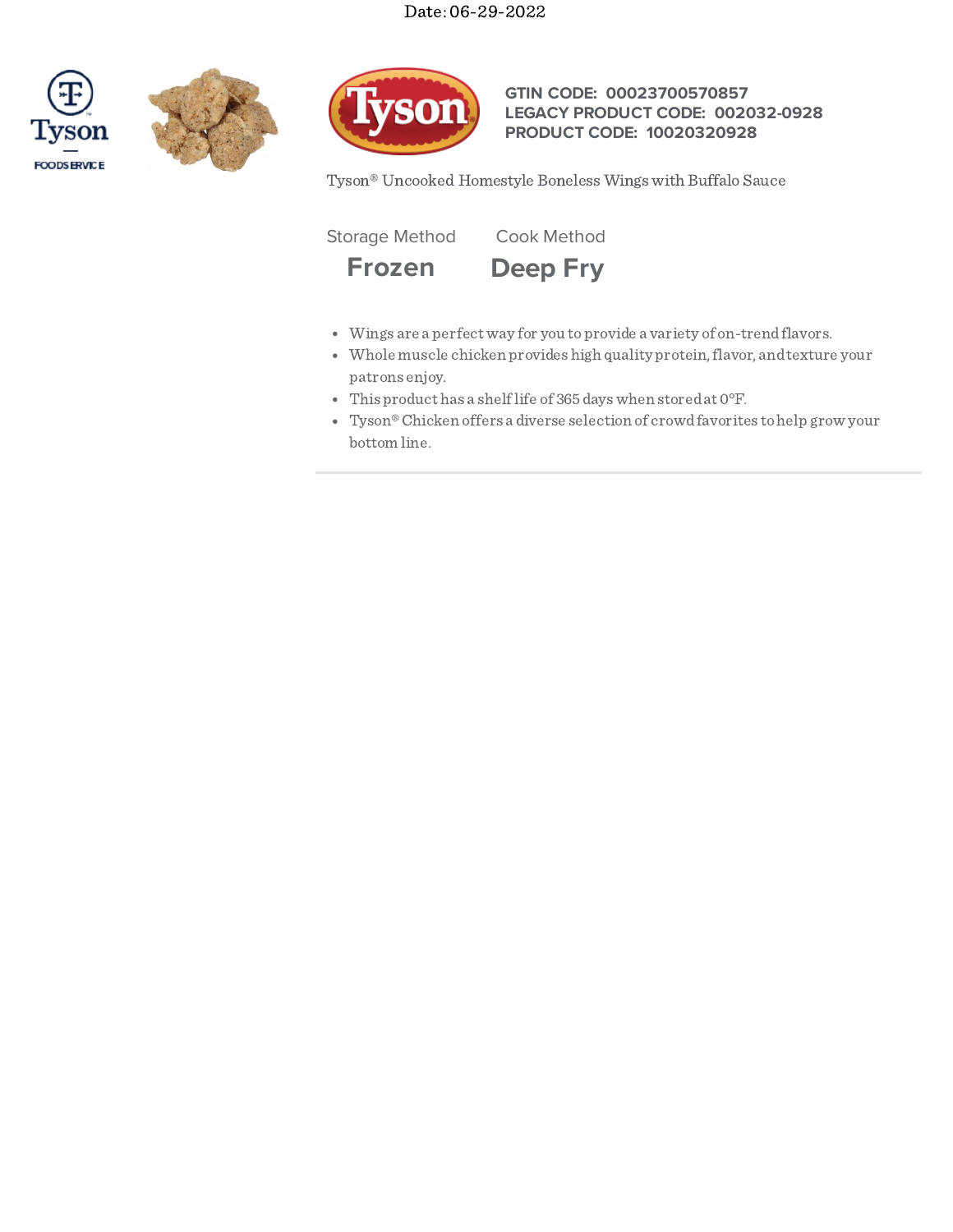Date: 06-29-2022

Tyson FOODSERVICE

**GTIN CODE: 00023700570857**
**LEGACY PRODUCT CODE: 002032-0928**
**PRODUCT CODE: 10020320928**

Tyson® Uncooked Homestyle Boneless Wings with Buffalo Sauce

| Storage Method | Cook Method |
| --- | --- |
| **Frozen** | **Deep Fry** |

- Wings are a perfect way for you to provide a variety of on-trend flavors.
- Whole muscle chicken provides high quality protein, flavor, and texture your patrons enjoy.
- This product has a shelf life of 365 days when stored at 0°F.
- Tyson® Chicken offers a diverse selection of crowd favorites to help grow your bottom line.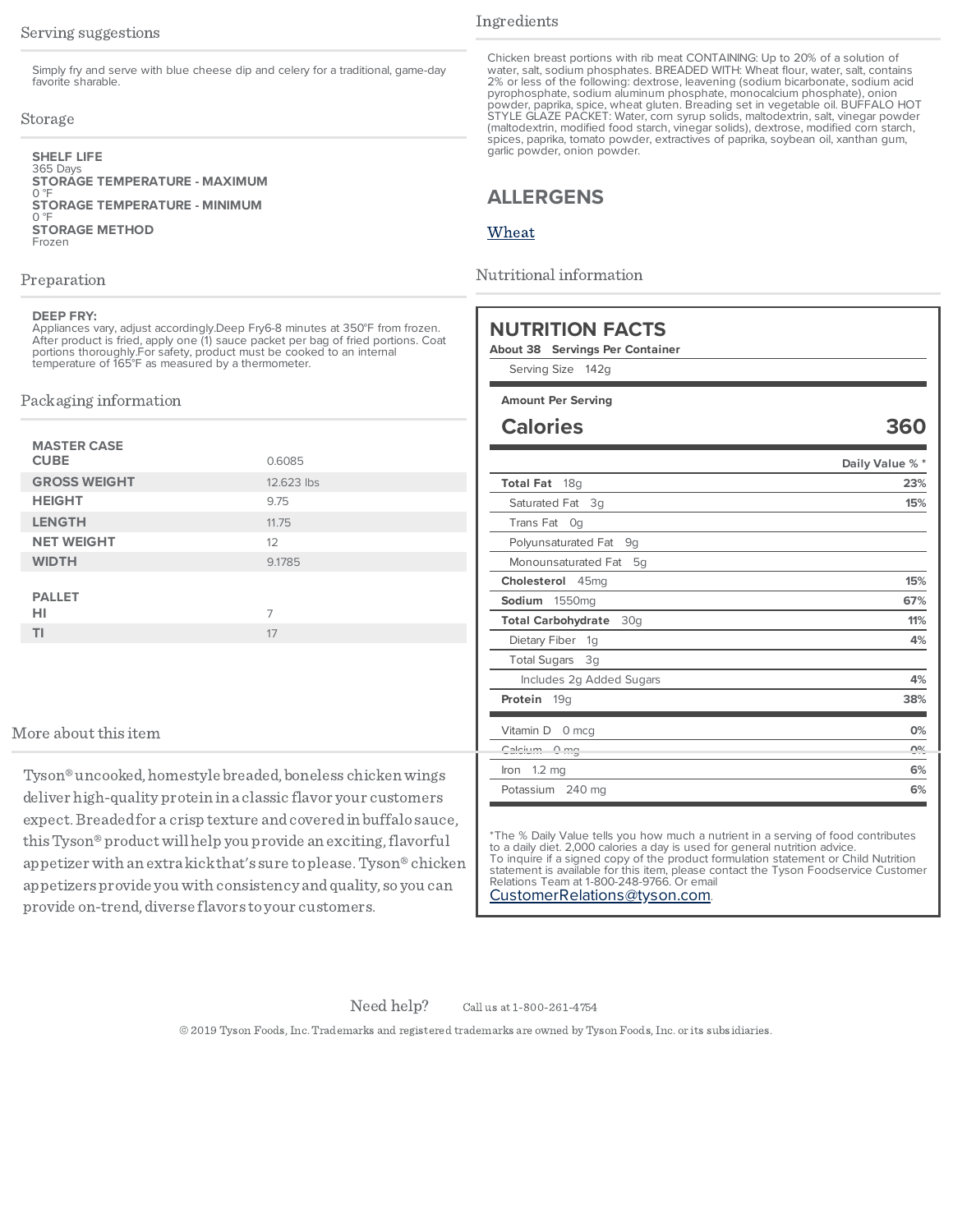## Serving suggestions

Simply fry and serve with blue cheese dip and celery for a traditional, game-day favorite sharable.

## Storage

**SHELF LIFE**
365 Days
**STORAGE TEMPERATURE - MAXIMUM**
0 °F
**STORAGE TEMPERATURE - MINIMUM**
0 °F
**STORAGE METHOD**
Frozen

## Preparation

**DEEP FRY:**
Appliances vary, adjust accordingly.Deep Fry6-8 minutes at 350°F from frozen. After product is fried, apply one (1) sauce packet per bag of fried portions. Coat portions thoroughly.For safety, product must be cooked to an internal temperature of 165°F as measured by a thermometer.

## Packaging information

| | |
|---|---|
| **MASTER CASE** | |
| **CUBE** | 0.6085 |
| **GROSS WEIGHT** | 12.623 lbs |
| **HEIGHT** | 9.75 |
| **LENGTH** | 11.75 |
| **NET WEIGHT** | 12 |
| **WIDTH** | 9.1785 |
| **PALLET** | |
| **HI** | 7 |
| **TI** | 17 |

## Ingredients

Chicken breast portions with rib meat CONTAINING: Up to 20% of a solution of water, salt, sodium phosphates. BREADED WITH: Wheat flour, water, salt, contains 2% or less of the following: dextrose, leavening (sodium bicarbonate, sodium acid pyrophosphate, sodium aluminum phosphate, monocalcium phosphate), onion powder, paprika, spice, wheat gluten. Breading set in vegetable oil. BUFFALO HOT STYLE GLAZE PACKET: Water, corn syrup solids, maltodextrin, salt, vinegar powder (maltodextrin, modified food starch, vinegar solids), dextrose, modified corn starch, spices, paprika, tomato powder, extractives of paprika, soybean oil, xanthan gum, garlic powder, onion powder.

## ALLERGENS

Wheat

## Nutritional information

### NUTRITION FACTS

**About 38 Servings Per Container**

Serving Size 142g

**Amount Per Serving**

| | |
|---|---|
| **Calories** | **360** |
| | **Daily Value % \*** |
| **Total Fat** 18g | **23%** |
| Saturated Fat 3g | **15%** |
| Trans Fat 0g | |
| Polyunsaturated Fat 9g | |
| Monounsaturated Fat 5g | |
| **Cholesterol** 45mg | **15%** |
| **Sodium** 1550mg | **67%** |
| **Total Carbohydrate** 30g | **11%** |
| Dietary Fiber 1g | **4%** |
| Total Sugars 3g | |
| Includes 2g Added Sugars | **4%** |
| **Protein** 19g | **38%** |
| Vitamin D 0 mcg | **0%** |
| Calcium 0 mg | **0%** |
| Iron 1.2 mg | **6%** |
| Potassium 240 mg | **6%** |

*The % Daily Value tells you how much a nutrient in a serving of food contributes to a daily diet. 2,000 calories a day is used for general nutrition advice.
To inquire if a signed copy of the product formulation statement or Child Nutrition statement is available for this item, please contact the Tyson Foodservice Customer Relations Team at 1-800-248-9766. Or email CustomerRelations@tyson.com.

## More about this item

Tyson® uncooked, homestyle breaded, boneless chicken wings deliver high-quality protein in a classic flavor your customers expect. Breaded for a crisp texture and covered in buffalo sauce, this Tyson® product will help you provide an exciting, flavorful appetizer with an extra kick that's sure to please. Tyson® chicken appetizers provide you with consistency and quality, so you can provide on-trend, diverse flavors to your customers.

Need help? Call us at 1-800-261-4754

© 2019 Tyson Foods, Inc. Trademarks and registered trademarks are owned by Tyson Foods, Inc. or its subsidiaries.